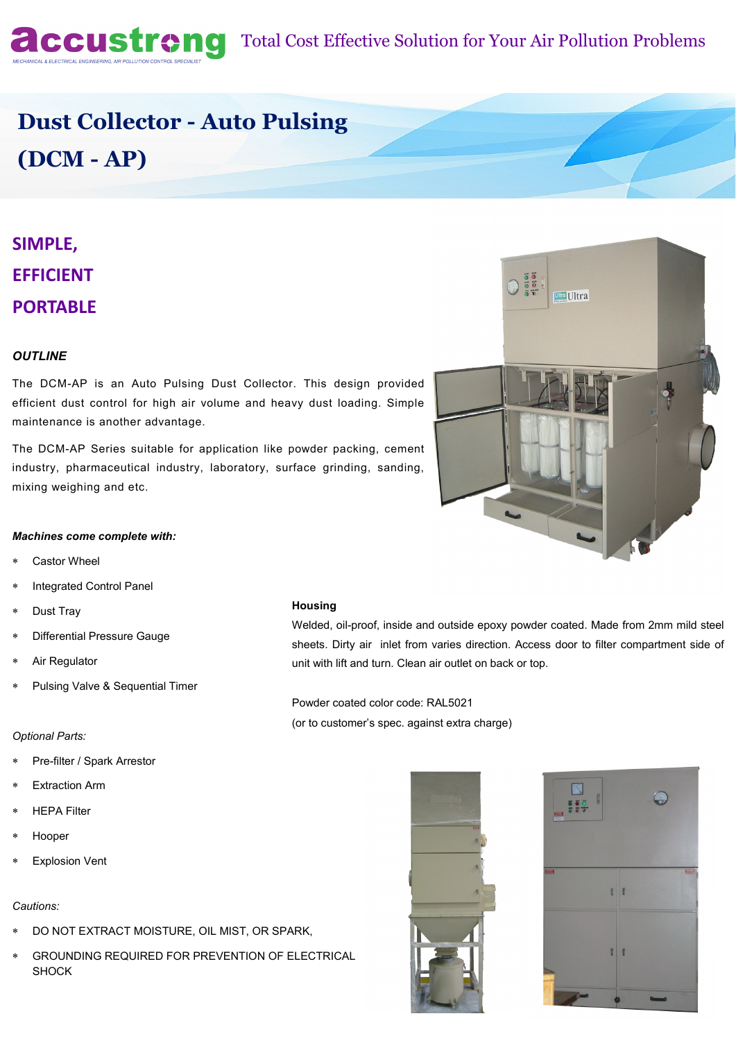accustrong

MECHANICAL & ELECTRICAL ENGINEERING, AIR POLLUTION CONTROL SPECIALIST

Total Cost Effective Solution for Your Air Pollution Problems

# Dust Collector - Auto Pulsing (DCM - AP)

## SIMPLE, EFFICIENT PORTABLE

### *OUTLINE*

The DCM-AP is an Auto Pulsing Dust Collector. This design provided efficient dust control for high air volume and heavy dust loading. Simple maintenance is another advantage.

The DCM-AP Series suitable for application like powder packing, cement industry, pharmaceutical industry, laboratory, surface grinding, sanding, mixing weighing and etc.

***Machines come complete with:***

* Castor Wheel
* Integrated Control Panel
* Dust Tray
* Differential Pressure Gauge
* Air Regulator
* Pulsing Valve & Sequential Timer

*Optional Parts:*

* Pre-filter / Spark Arrestor
* Extraction Arm
* HEPA Filter
* Hooper
* Explosion Vent

*Cautions:*

* DO NOT EXTRACT MOISTURE, OIL MIST, OR SPARK,
* GROUNDING REQUIRED FOR PREVENTION OF ELECTRICAL SHOCK

**Housing**

Welded, oil-proof, inside and outside epoxy powder coated. Made from 2mm mild steel sheets. Dirty air inlet from varies direction. Access door to filter compartment side of unit with lift and turn. Clean air outlet on back or top.

Powder coated color code: RAL5021

(or to customer's spec. against extra charge)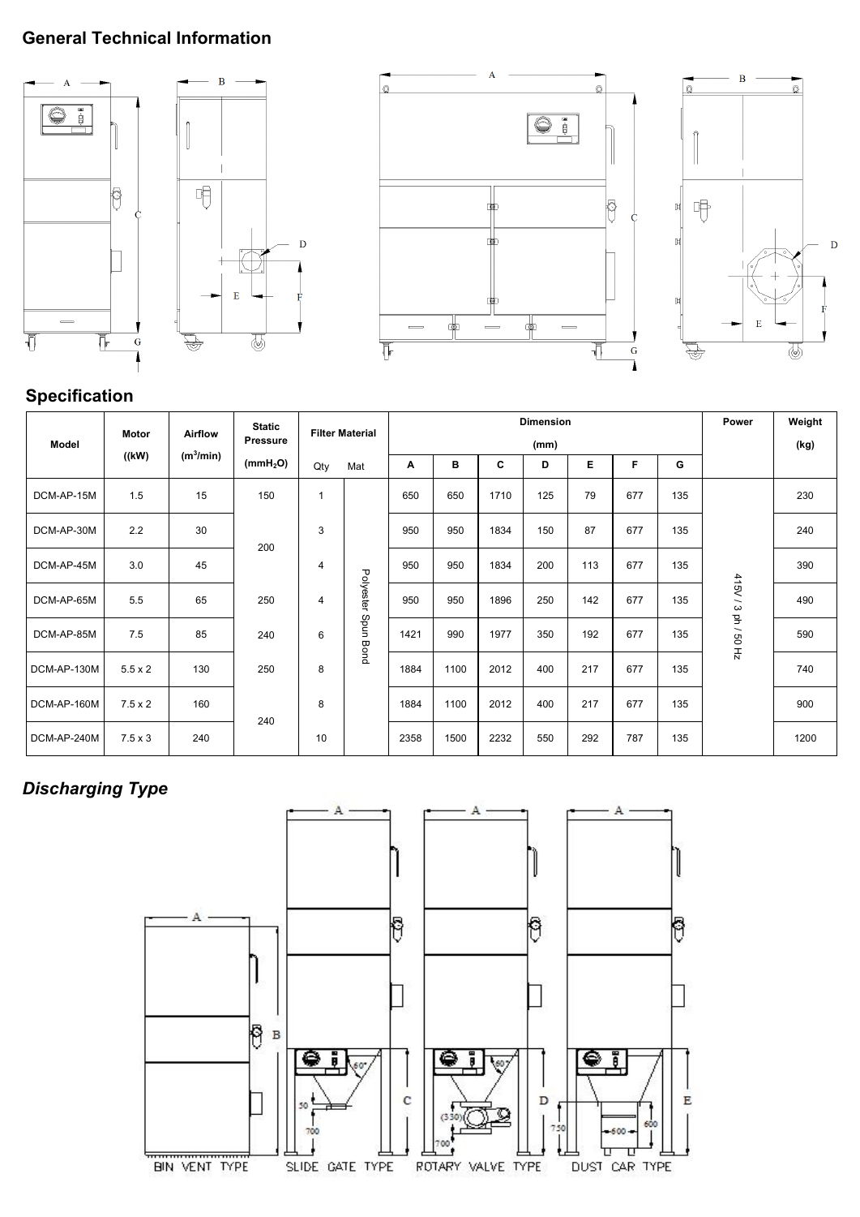## General Technical Information

## Specification

| Model | Motor ((kW) | Airflow ($m^3$/min) | Static Pressure ($mmH_2O$) | Filter Material | | Dimension (mm) | | | | | | | Power | Weight (kg) |
|---|---|---|---|---|---|---|---|---|---|---|---|---|---|---|
| | | | | Qty | Mat | A | B | C | D | E | F | G | | |
| DCM-AP-15M | 1.5 | 15 | 150 | 1 | Polyester Spun Bond | 650 | 650 | 1710 | 125 | 79 | 677 | 135 | 415V / 3 ph / 50 Hz | 230 |
| DCM-AP-30M | 2.2 | 30 | 200 | 3 | | 950 | 950 | 1834 | 150 | 87 | 677 | 135 | | 240 |
| DCM-AP-45M | 3.0 | 45 | | 4 | | 950 | 950 | 1834 | 200 | 113 | 677 | 135 | | 390 |
| DCM-AP-65M | 5.5 | 65 | 250 | 4 | | 950 | 950 | 1896 | 250 | 142 | 677 | 135 | | 490 |
| DCM-AP-85M | 7.5 | 85 | 240 | 6 | | 1421 | 990 | 1977 | 350 | 192 | 677 | 135 | | 590 |
| DCM-AP-130M | 5.5 x 2 | 130 | 250 | 8 | | 1884 | 1100 | 2012 | 400 | 217 | 677 | 135 | | 740 |
| DCM-AP-160M | 7.5 x 2 | 160 | 240 | 8 | | 1884 | 1100 | 2012 | 400 | 217 | 677 | 135 | | 900 |
| DCM-AP-240M | 7.5 x 3 | 240 | | 10 | | 2358 | 1500 | 2232 | 550 | 292 | 787 | 135 | | 1200 |

## *Discharging Type*

BIN VENT TYPE SLIDE GATE TYPE ROTARY VALVE TYPE DUST CAR TYPE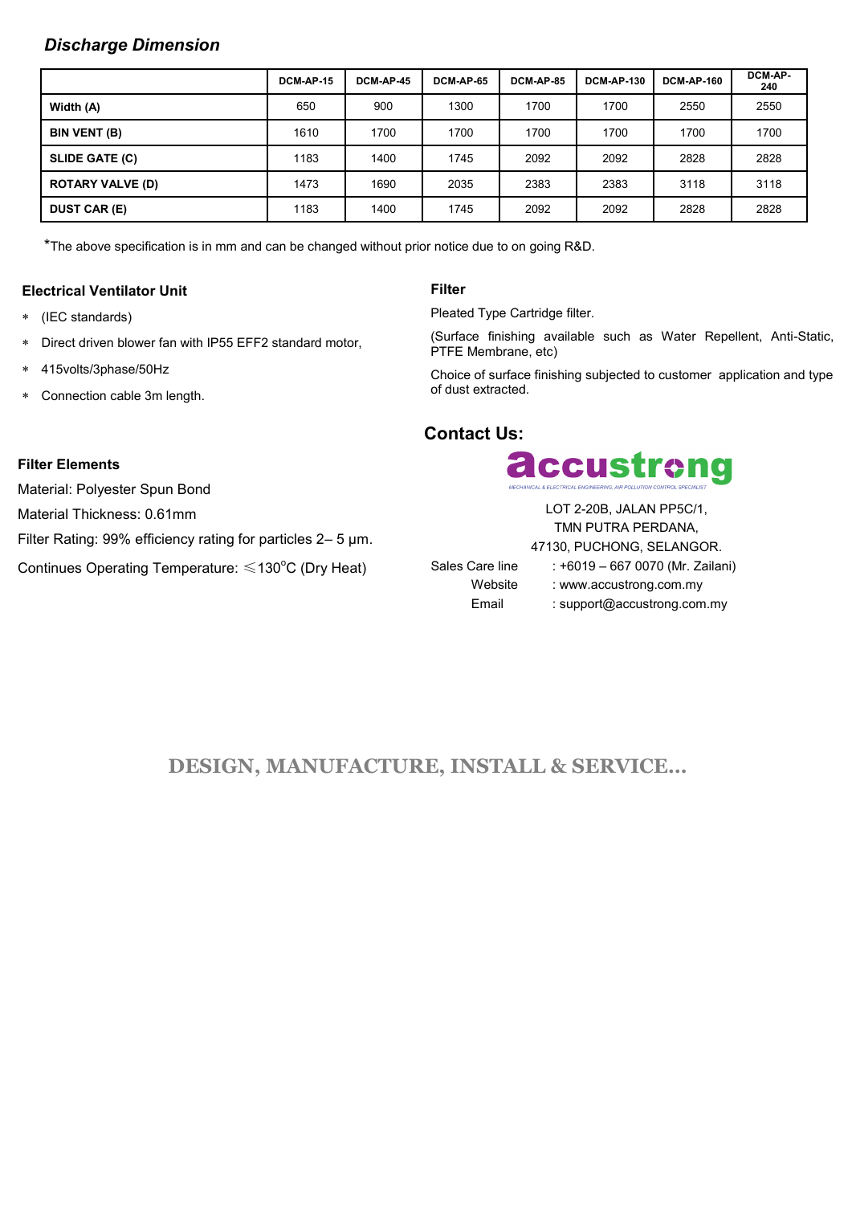## *Discharge Dimension*

| | DCM-AP-15 | DCM-AP-45 | DCM-AP-65 | DCM-AP-85 | DCM-AP-130 | DCM-AP-160 | DCM-AP-240 |
|---|---|---|---|---|---|---|---|
| **Width (A)** | 650 | 900 | 1300 | 1700 | 1700 | 2550 | 2550 |
| **BIN VENT (B)** | 1610 | 1700 | 1700 | 1700 | 1700 | 1700 | 1700 |
| **SLIDE GATE (C)** | 1183 | 1400 | 1745 | 2092 | 2092 | 2828 | 2828 |
| **ROTARY VALVE (D)** | 1473 | 1690 | 2035 | 2383 | 2383 | 3118 | 3118 |
| **DUST CAR (E)** | 1183 | 1400 | 1745 | 2092 | 2092 | 2828 | 2828 |

*The above specification is in mm and can be changed without prior notice due to on going R&D.

### Electrical Ventilator Unit

- (IEC standards)
- Direct driven blower fan with IP55 EFF2 standard motor,
- 415volts/3phase/50Hz
- Connection cable 3m length.

### Filter

Pleated Type Cartridge filter.

(Surface finishing available such as Water Repellent, Anti-Static, PTFE Membrane, etc)

Choice of surface finishing subjected to customer application and type of dust extracted.

### Filter Elements

Material: Polyester Spun Bond

Material Thickness: 0.61mm

Filter Rating: 99% efficiency rating for particles 2– 5 µm.

Continues Operating Temperature: ≤130°C (Dry Heat)

## Contact Us:

**accustrong**

MECHANICAL & ELECTRICAL ENGINEERING, AIR POLLUTION CONTROL SPECIALIST

LOT 2-20B, JALAN PP5C/1,
TMN PUTRA PERDANA,
47130, PUCHONG, SELANGOR.

Sales Care line : +6019 – 667 0070 (Mr. Zailani)
Website : www.accustrong.com.my
Email : support@accustrong.com.my

**DESIGN, MANUFACTURE, INSTALL & SERVICE...**